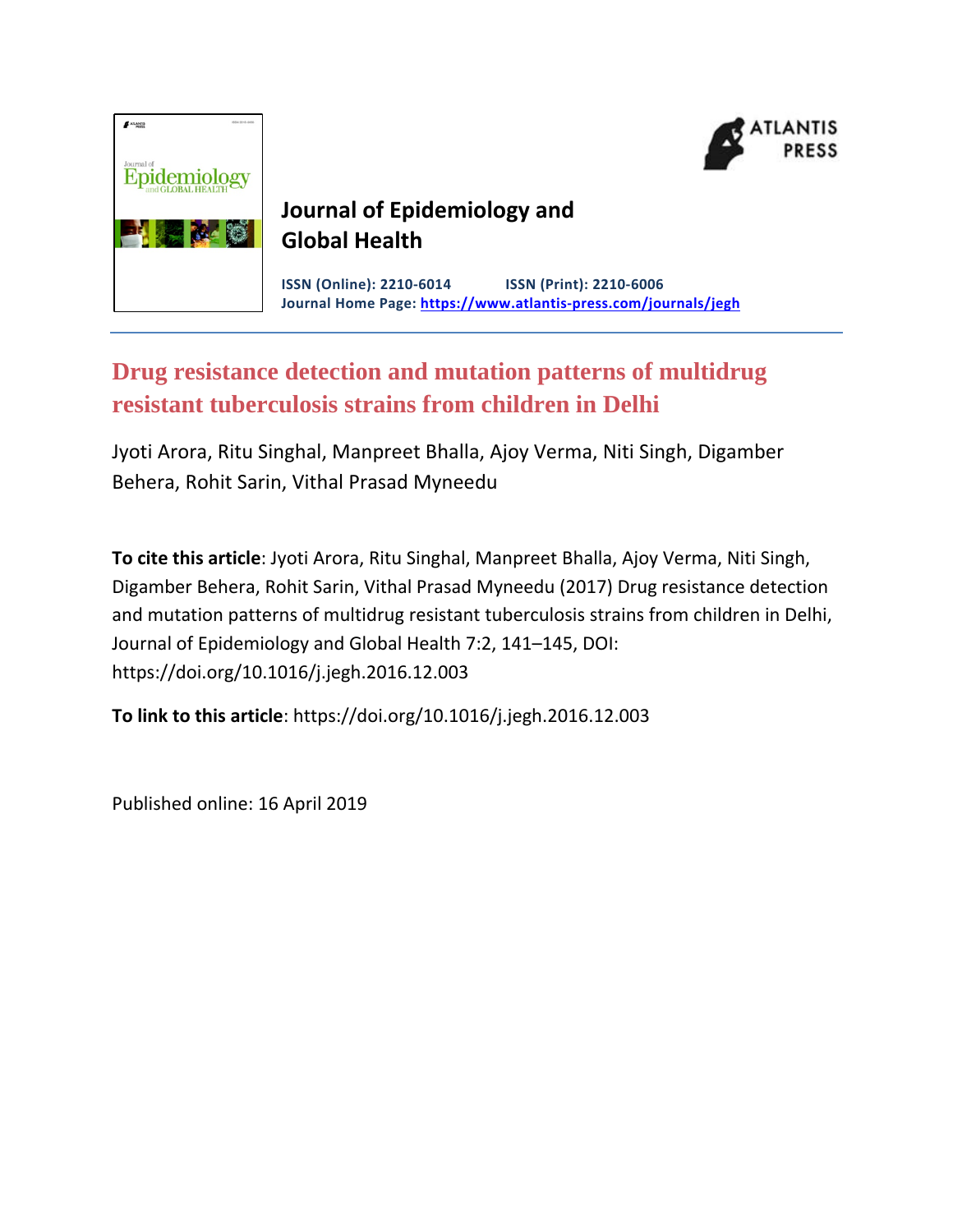**Journal of Epidemiology and Global Health**

**ISSN (Online): 2210-6014 ISSN (Print): 2210-6006**
**Journal Home Page: https://www.atlantis-press.com/journals/jegh**

# Drug resistance detection and mutation patterns of multidrug resistant tuberculosis strains from children in Delhi

Jyoti Arora, Ritu Singhal, Manpreet Bhalla, Ajoy Verma, Niti Singh, Digamber Behera, Rohit Sarin, Vithal Prasad Myneedu

**To cite this article**: Jyoti Arora, Ritu Singhal, Manpreet Bhalla, Ajoy Verma, Niti Singh, Digamber Behera, Rohit Sarin, Vithal Prasad Myneedu (2017) Drug resistance detection and mutation patterns of multidrug resistant tuberculosis strains from children in Delhi, Journal of Epidemiology and Global Health 7:2, 141–145, DOI: https://doi.org/10.1016/j.jegh.2016.12.003

**To link to this article**: https://doi.org/10.1016/j.jegh.2016.12.003

Published online: 16 April 2019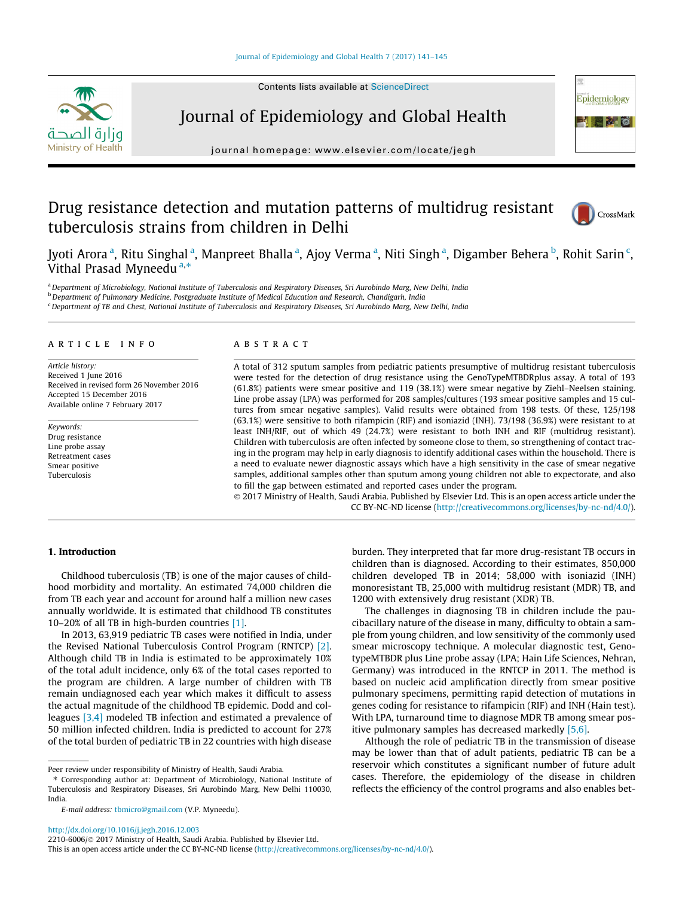# Drug resistance detection and mutation patterns of multidrug resistant tuberculosis strains from children in Delhi

Jyoti Arora [a], Ritu Singhal [a], Manpreet Bhalla [a], Ajoy Verma [a], Niti Singh [a], Digamber Behera [b], Rohit Sarin [c], Vithal Prasad Myneedu [a,*]

[a] Department of Microbiology, National Institute of Tuberculosis and Respiratory Diseases, Sri Aurobindo Marg, New Delhi, India
[b] Department of Pulmonary Medicine, Postgraduate Institute of Medical Education and Research, Chandigarh, India
[c] Department of TB and Chest, National Institute of Tuberculosis and Respiratory Diseases, Sri Aurobindo Marg, New Delhi, India

## ARTICLE INFO

*Article history:*
Received 1 June 2016
Received in revised form 26 November 2016
Accepted 15 December 2016
Available online 7 February 2017

*Keywords:*
Drug resistance
Line probe assay
Retreatment cases
Smear positive
Tuberculosis

## ABSTRACT

A total of 312 sputum samples from pediatric patients presumptive of multidrug resistant tuberculosis were tested for the detection of drug resistance using the GenoTypeMTBDRplus assay. A total of 193 (61.8%) patients were smear positive and 119 (38.1%) were smear negative by Ziehl–Neelsen staining. Line probe assay (LPA) was performed for 208 samples/cultures (193 smear positive samples and 15 cultures from smear negative samples). Valid results were obtained from 198 tests. Of these, 125/198 (63.1%) were sensitive to both rifampicin (RIF) and isoniazid (INH). 73/198 (36.9%) were resistant to at least INH/RIF, out of which 49 (24.7%) were resistant to both INH and RIF (multidrug resistant). Children with tuberculosis are often infected by someone close to them, so strengthening of contact tracing in the program may help in early diagnosis to identify additional cases within the household. There is a need to evaluate newer diagnostic assays which have a high sensitivity in the case of smear negative samples, additional samples other than sputum among young children not able to expectorate, and also to fill the gap between estimated and reported cases under the program.

© 2017 Ministry of Health, Saudi Arabia. Published by Elsevier Ltd. This is an open access article under the CC BY-NC-ND license (http://creativecommons.org/licenses/by-nc-nd/4.0/).

## 1. Introduction

Childhood tuberculosis (TB) is one of the major causes of childhood morbidity and mortality. An estimated 74,000 children die from TB each year and account for around half a million new cases annually worldwide. It is estimated that childhood TB constitutes 10–20% of all TB in high-burden countries [1].

In 2013, 63,919 pediatric TB cases were notified in India, under the Revised National Tuberculosis Control Program (RNTCP) [2]. Although child TB in India is estimated to be approximately 10% of the total adult incidence, only 6% of the total cases reported to the program are children. A large number of children with TB remain undiagnosed each year which makes it difficult to assess the actual magnitude of the childhood TB epidemic. Dodd and colleagues [3,4] modeled TB infection and estimated a prevalence of 50 million infected children. India is predicted to account for 27% of the total burden of pediatric TB in 22 countries with high disease burden. They interpreted that far more drug-resistant TB occurs in children than is diagnosed. According to their estimates, 850,000 children developed TB in 2014; 58,000 with isoniazid (INH) monoresistant TB, 25,000 with multidrug resistant (MDR) TB, and 1200 with extensively drug resistant (XDR) TB.

The challenges in diagnosing TB in children include the paucibacillary nature of the disease in many, difficulty to obtain a sample from young children, and low sensitivity of the commonly used smear microscopy technique. A molecular diagnostic test, GenotypeMTBDR plus Line probe assay (LPA; Hain Life Sciences, Nehran, Germany) was introduced in the RNTCP in 2011. The method is based on nucleic acid amplification directly from smear positive pulmonary specimens, permitting rapid detection of mutations in genes coding for resistance to rifampicin (RIF) and INH (Hain test). With LPA, turnaround time to diagnose MDR TB among smear positive pulmonary samples has decreased markedly [5,6].

Although the role of pediatric TB in the transmission of disease may be lower than that of adult patients, pediatric TB can be a reservoir which constitutes a significant number of future adult cases. Therefore, the epidemiology of the disease in children reflects the efficiency of the control programs and also enables bet-

Peer review under responsibility of Ministry of Health, Saudi Arabia.

* Corresponding author at: Department of Microbiology, National Institute of Tuberculosis and Respiratory Diseases, Sri Aurobindo Marg, New Delhi 110030, India.

*E-mail address:* tbmicro@gmail.com (V.P. Myneedu).

http://dx.doi.org/10.1016/j.jegh.2016.12.003
2210-6006/© 2017 Ministry of Health, Saudi Arabia. Published by Elsevier Ltd.
This is an open access article under the CC BY-NC-ND license (http://creativecommons.org/licenses/by-nc-nd/4.0/).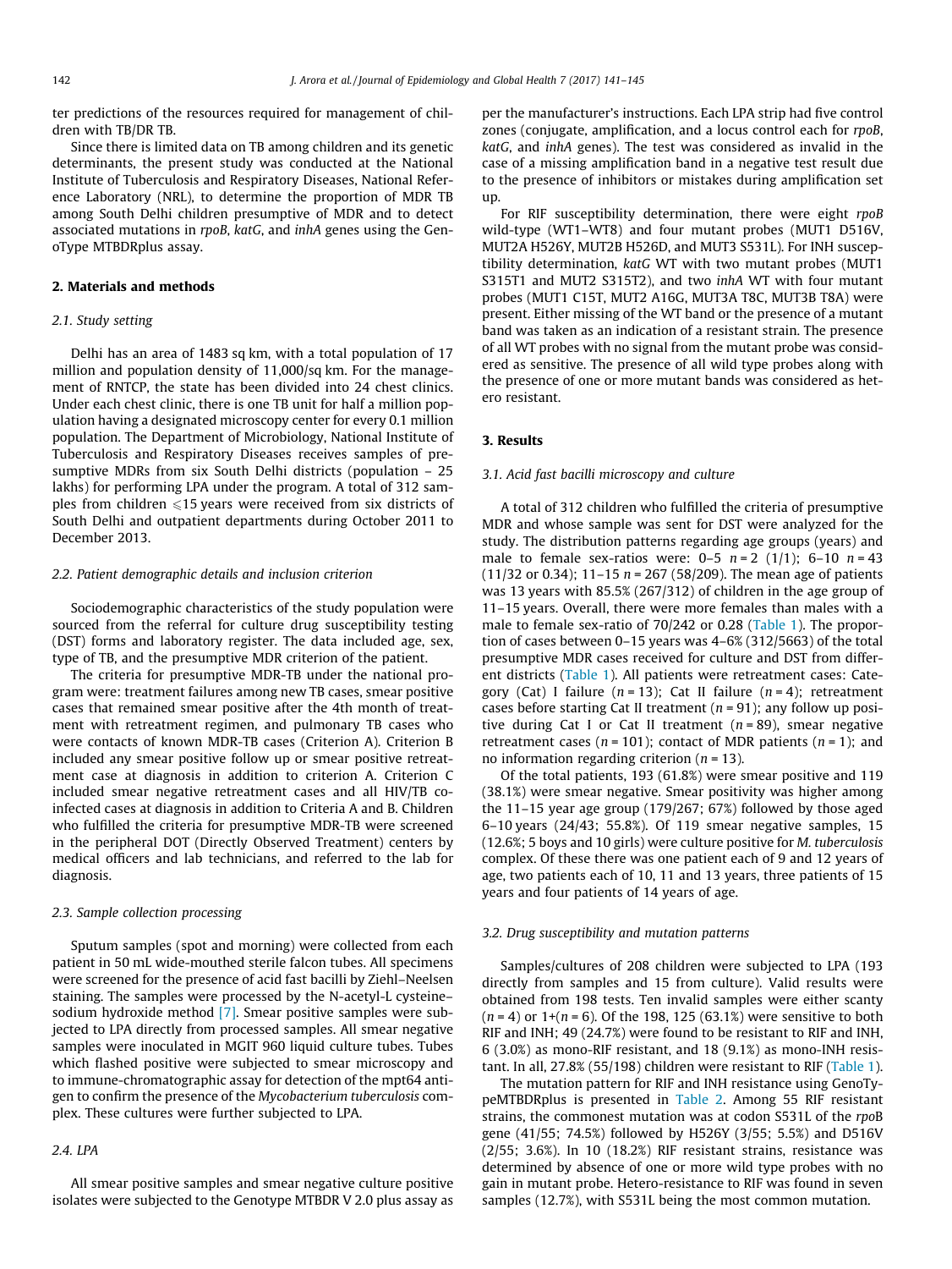ter predictions of the resources required for management of children with TB/DR TB.

Since there is limited data on TB among children and its genetic determinants, the present study was conducted at the National Institute of Tuberculosis and Respiratory Diseases, National Reference Laboratory (NRL), to determine the proportion of MDR TB among South Delhi children presumptive of MDR and to detect associated mutations in *rpoB*, *katG*, and *inhA* genes using the GenoType MTBDRplus assay.

## 2. Materials and methods

### 2.1. Study setting

Delhi has an area of 1483 sq km, with a total population of 17 million and population density of 11,000/sq km. For the management of RNTCP, the state has been divided into 24 chest clinics. Under each chest clinic, there is one TB unit for half a million population having a designated microscopy center for every 0.1 million population. The Department of Microbiology, National Institute of Tuberculosis and Respiratory Diseases receives samples of presumptive MDRs from six South Delhi districts (population – 25 lakhs) for performing LPA under the program. A total of 312 samples from children ⩽15 years were received from six districts of South Delhi and outpatient departments during October 2011 to December 2013.

### 2.2. Patient demographic details and inclusion criterion

Sociodemographic characteristics of the study population were sourced from the referral for culture drug susceptibility testing (DST) forms and laboratory register. The data included age, sex, type of TB, and the presumptive MDR criterion of the patient.

The criteria for presumptive MDR-TB under the national program were: treatment failures among new TB cases, smear positive cases that remained smear positive after the 4th month of treatment with retreatment regimen, and pulmonary TB cases who were contacts of known MDR-TB cases (Criterion A). Criterion B included any smear positive follow up or smear positive retreatment case at diagnosis in addition to criterion A. Criterion C included smear negative retreatment cases and all HIV/TB coinfected cases at diagnosis in addition to Criteria A and B. Children who fulfilled the criteria for presumptive MDR-TB were screened in the peripheral DOT (Directly Observed Treatment) centers by medical officers and lab technicians, and referred to the lab for diagnosis.

### 2.3. Sample collection processing

Sputum samples (spot and morning) were collected from each patient in 50 mL wide-mouthed sterile falcon tubes. All specimens were screened for the presence of acid fast bacilli by Ziehl–Neelsen staining. The samples were processed by the N-acetyl-L cysteine–sodium hydroxide method [7]. Smear positive samples were subjected to LPA directly from processed samples. All smear negative samples were inoculated in MGIT 960 liquid culture tubes. Tubes which flashed positive were subjected to smear microscopy and to immune-chromatographic assay for detection of the mpt64 antigen to confirm the presence of the *Mycobacterium tuberculosis* complex. These cultures were further subjected to LPA.

### 2.4. LPA

All smear positive samples and smear negative culture positive isolates were subjected to the Genotype MTBDR V 2.0 plus assay as per the manufacturer's instructions. Each LPA strip had five control zones (conjugate, amplification, and a locus control each for *rpoB*, *katG*, and *inhA* genes). The test was considered as invalid in the case of a missing amplification band in a negative test result due to the presence of inhibitors or mistakes during amplification set up.

For RIF susceptibility determination, there were eight *rpoB* wild-type (WT1–WT8) and four mutant probes (MUT1 D516V, MUT2A H526Y, MUT2B H526D, and MUT3 S531L). For INH susceptibility determination, *katG* WT with two mutant probes (MUT1 S315T1 and MUT2 S315T2), and two *inhA* WT with four mutant probes (MUT1 C15T, MUT2 A16G, MUT3A T8C, MUT3B T8A) were present. Either missing of the WT band or the presence of a mutant band was taken as an indication of a resistant strain. The presence of all WT probes with no signal from the mutant probe was considered as sensitive. The presence of all wild type probes along with the presence of one or more mutant bands was considered as hetero resistant.

## 3. Results

### 3.1. Acid fast bacilli microscopy and culture

A total of 312 children who fulfilled the criteria of presumptive MDR and whose sample was sent for DST were analyzed for the study. The distribution patterns regarding age groups (years) and male to female sex-ratios were: 0–5 $n = 2$ (1/1); 6–10 $n = 43$ (11/32 or 0.34); 11–15 $n = 267$ (58/209). The mean age of patients was 13 years with 85.5% (267/312) of children in the age group of 11–15 years. Overall, there were more females than males with a male to female sex-ratio of 70/242 or 0.28 (Table 1). The proportion of cases between 0–15 years was 4–6% (312/5663) of the total presumptive MDR cases received for culture and DST from different districts (Table 1). All patients were retreatment cases: Category (Cat) I failure ($n = 13$); Cat II failure ($n = 4$); retreatment cases before starting Cat II treatment ($n = 91$); any follow up positive during Cat I or Cat II treatment ($n = 89$), smear negative retreatment cases ($n = 101$); contact of MDR patients ($n = 1$); and no information regarding criterion ($n = 13$).

Of the total patients, 193 (61.8%) were smear positive and 119 (38.1%) were smear negative. Smear positivity was higher among the 11–15 year age group (179/267; 67%) followed by those aged 6–10 years (24/43; 55.8%). Of 119 smear negative samples, 15 (12.6%; 5 boys and 10 girls) were culture positive for *M. tuberculosis* complex. Of these there was one patient each of 9 and 12 years of age, two patients each of 10, 11 and 13 years, three patients of 15 years and four patients of 14 years of age.

### 3.2. Drug susceptibility and mutation patterns

Samples/cultures of 208 children were subjected to LPA (193 directly from samples and 15 from culture). Valid results were obtained from 198 tests. Ten invalid samples were either scanty ($n = 4$) or 1+($n = 6$). Of the 198, 125 (63.1%) were sensitive to both RIF and INH; 49 (24.7%) were found to be resistant to RIF and INH, 6 (3.0%) as mono-RIF resistant, and 18 (9.1%) as mono-INH resistant. In all, 27.8% (55/198) children were resistant to RIF (Table 1).

The mutation pattern for RIF and INH resistance using GenoTypeMTBDRplus is presented in Table 2. Among 55 RIF resistant strains, the commonest mutation was at codon S531L of the *rpo*B gene (41/55; 74.5%) followed by H526Y (3/55; 5.5%) and D516V (2/55; 3.6%). In 10 (18.2%) RIF resistant strains, resistance was determined by absence of one or more wild type probes with no gain in mutant probe. Hetero-resistance to RIF was found in seven samples (12.7%), with S531L being the most common mutation.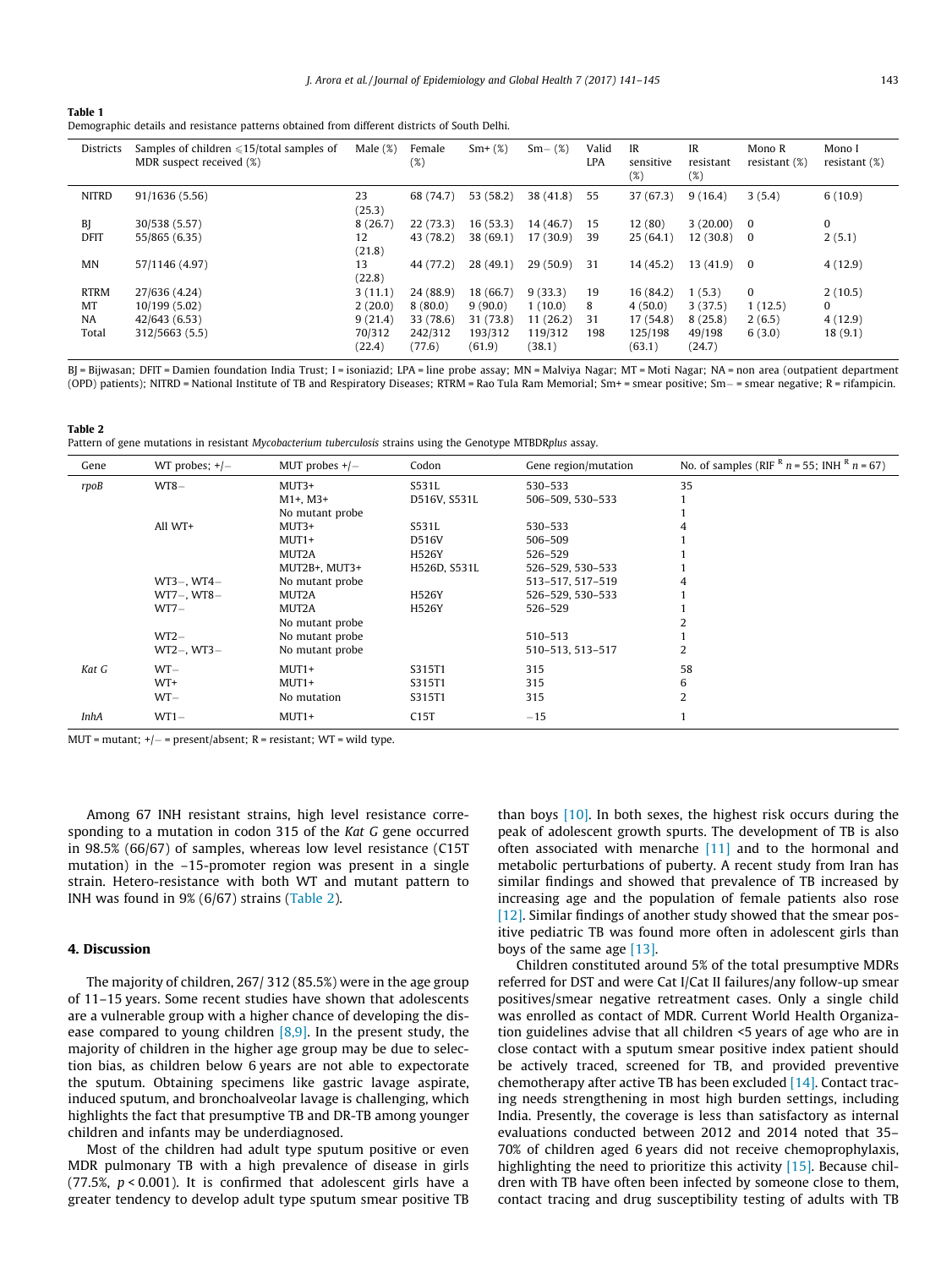**Table 1**
Demographic details and resistance patterns obtained from different districts of South Delhi.

| Districts | Samples of children ⩽15/total samples of MDR suspect received (%) | Male (%) | Female (%) | Sm+ (%) | Sm− (%) | Valid LPA | IR sensitive (%) | IR resistant (%) | Mono R resistant (%) | Mono I resistant (%) |
|---|---|---|---|---|---|---|---|---|---|---|
| NITRD | 91/1636 (5.56) | 23 (25.3) | 68 (74.7) | 53 (58.2) | 38 (41.8) | 55 | 37 (67.3) | 9 (16.4) | 3 (5.4) | 6 (10.9) |
| BJ | 30/538 (5.57) | 8 (26.7) | 22 (73.3) | 16 (53.3) | 14 (46.7) | 15 | 12 (80) | 3 (20.00) | 0 | 0 |
| DFIT | 55/865 (6.35) | 12 (21.8) | 43 (78.2) | 38 (69.1) | 17 (30.9) | 39 | 25 (64.1) | 12 (30.8) | 0 | 2 (5.1) |
| MN | 57/1146 (4.97) | 13 (22.8) | 44 (77.2) | 28 (49.1) | 29 (50.9) | 31 | 14 (45.2) | 13 (41.9) | 0 | 4 (12.9) |
| RTRM | 27/636 (4.24) | 3 (11.1) | 24 (88.9) | 18 (66.7) | 9 (33.3) | 19 | 16 (84.2) | 1 (5.3) | 0 | 2 (10.5) |
| MT | 10/199 (5.02) | 2 (20.0) | 8 (80.0) | 9 (90.0) | 1 (10.0) | 8 | 4 (50.0) | 3 (37.5) | 1 (12.5) | 0 |
| NA | 42/643 (6.53) | 9 (21.4) | 33 (78.6) | 31 (73.8) | 11 (26.2) | 31 | 17 (54.8) | 8 (25.8) | 2 (6.5) | 4 (12.9) |
| Total | 312/5663 (5.5) | 70/312 (22.4) | 242/312 (77.6) | 193/312 (61.9) | 119/312 (38.1) | 198 | 125/198 (63.1) | 49/198 (24.7) | 6 (3.0) | 18 (9.1) |

BJ = Bijwasan; DFIT = Damien foundation India Trust; I = isoniazid; LPA = line probe assay; MN = Malviya Nagar; MT = Moti Nagar; NA = non area (outpatient department (OPD) patients); NITRD = National Institute of TB and Respiratory Diseases; RTRM = Rao Tula Ram Memorial; Sm+ = smear positive; Sm− = smear negative; R = rifampicin.

**Table 2**
Pattern of gene mutations in resistant *Mycobacterium tuberculosis* strains using the Genotype MTBDR*plus* assay.

| Gene | WT probes; +/− | MUT probes +/− | Codon | Gene region/mutation | No. of samples (RIF $^R$ $n$ = 55; INH $^R$ $n$ = 67) |
|---|---|---|---|---|---|
| *rpoB* | WT8− | MUT3+ | S531L | 530–533 | 35 |
| | | M1+, M3+ | D516V, S531L | 506–509, 530–533 | 1 |
| | | No mutant probe | | | 1 |
| | All WT+ | MUT3+ | S531L | 530–533 | 4 |
| | | MUT1+ | D516V | 506–509 | 1 |
| | | MUT2A | H526Y | 526–529 | 1 |
| | | MUT2B+, MUT3+ | H526D, S531L | 526–529, 530–533 | 1 |
| | WT3−, WT4− | No mutant probe | | 513–517, 517–519 | 4 |
| | WT7−, WT8− | MUT2A | H526Y | 526–529, 530–533 | 1 |
| | WT7− | MUT2A | H526Y | 526–529 | 1 |
| | | No mutant probe | | | 2 |
| | WT2− | No mutant probe | | 510–513 | 1 |
| | WT2−, WT3− | No mutant probe | | 510–513, 513–517 | 2 |
| *Kat G* | WT− | MUT1+ | S315T1 | 315 | 58 |
| | WT+ | MUT1+ | S315T1 | 315 | 6 |
| | WT− | No mutation | S315T1 | 315 | 2 |
| *InhA* | WT1− | MUT1+ | C15T | −15 | 1 |

MUT = mutant; +/− = present/absent; R = resistant; WT = wild type.

Among 67 INH resistant strains, high level resistance corresponding to a mutation in codon 315 of the *Kat G* gene occurred in 98.5% (66/67) of samples, whereas low level resistance (C15T mutation) in the −15-promoter region was present in a single strain. Hetero-resistance with both WT and mutant pattern to INH was found in 9% (6/67) strains (Table 2).

## 4. Discussion

The majority of children, 267/ 312 (85.5%) were in the age group of 11–15 years. Some recent studies have shown that adolescents are a vulnerable group with a higher chance of developing the disease compared to young children [8,9]. In the present study, the majority of children in the higher age group may be due to selection bias, as children below 6 years are not able to expectorate the sputum. Obtaining specimens like gastric lavage aspirate, induced sputum, and bronchoalveolar lavage is challenging, which highlights the fact that presumptive TB and DR-TB among younger children and infants may be underdiagnosed.

Most of the children had adult type sputum positive or even MDR pulmonary TB with a high prevalence of disease in girls (77.5%, $p < 0.001$). It is confirmed that adolescent girls have a greater tendency to develop adult type sputum smear positive TB than boys [10]. In both sexes, the highest risk occurs during the peak of adolescent growth spurts. The development of TB is also often associated with menarche [11] and to the hormonal and metabolic perturbations of puberty. A recent study from Iran has similar findings and showed that prevalence of TB increased by increasing age and the population of female patients also rose [12]. Similar findings of another study showed that the smear positive pediatric TB was found more often in adolescent girls than boys of the same age [13].

Children constituted around 5% of the total presumptive MDRs referred for DST and were Cat I/Cat II failures/any follow-up smear positives/smear negative retreatment cases. Only a single child was enrolled as contact of MDR. Current World Health Organization guidelines advise that all children <5 years of age who are in close contact with a sputum smear positive index patient should be actively traced, screened for TB, and provided preventive chemotherapy after active TB has been excluded [14]. Contact tracing needs strengthening in most high burden settings, including India. Presently, the coverage is less than satisfactory as internal evaluations conducted between 2012 and 2014 noted that 35–70% of children aged 6 years did not receive chemoprophylaxis, highlighting the need to prioritize this activity [15]. Because children with TB have often been infected by someone close to them, contact tracing and drug susceptibility testing of adults with TB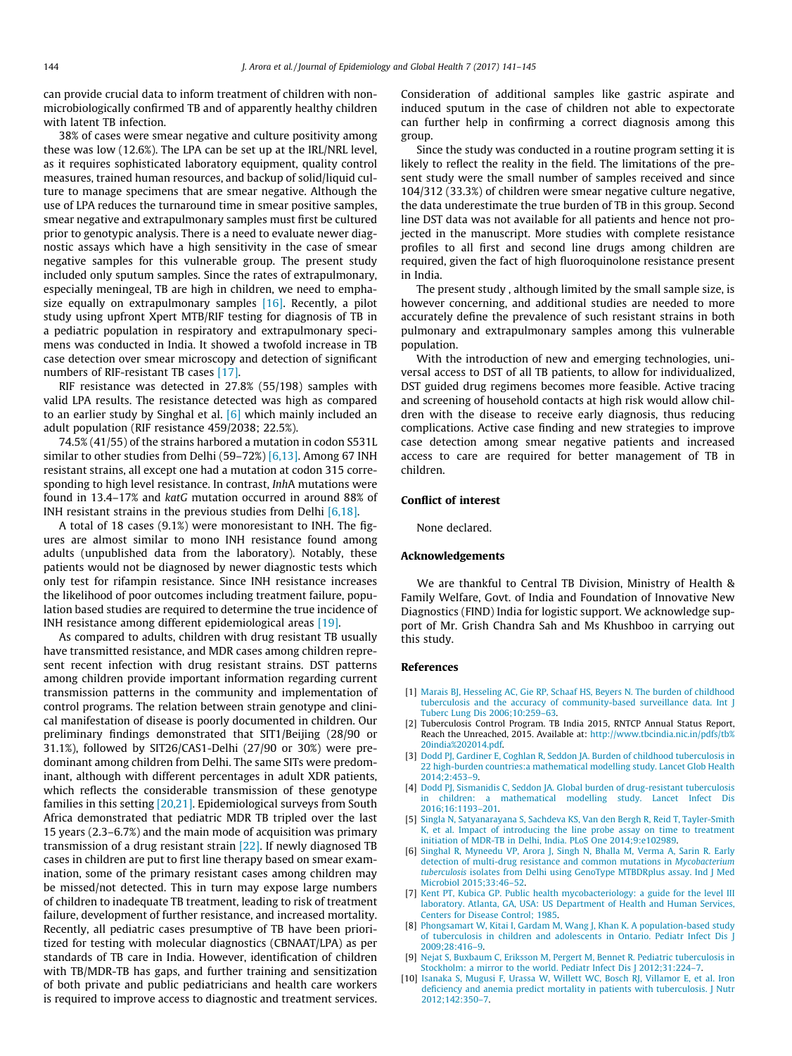can provide crucial data to inform treatment of children with non-microbiologically confirmed TB and of apparently healthy children with latent TB infection.

38% of cases were smear negative and culture positivity among these was low (12.6%). The LPA can be set up at the IRL/NRL level, as it requires sophisticated laboratory equipment, quality control measures, trained human resources, and backup of solid/liquid culture to manage specimens that are smear negative. Although the use of LPA reduces the turnaround time in smear positive samples, smear negative and extrapulmonary samples must first be cultured prior to genotypic analysis. There is a need to evaluate newer diagnostic assays which have a high sensitivity in the case of smear negative samples for this vulnerable group. The present study included only sputum samples. Since the rates of extrapulmonary, especially meningeal, TB are high in children, we need to emphasize equally on extrapulmonary samples [16]. Recently, a pilot study using upfront Xpert MTB/RIF testing for diagnosis of TB in a pediatric population in respiratory and extrapulmonary specimens was conducted in India. It showed a twofold increase in TB case detection over smear microscopy and detection of significant numbers of RIF-resistant TB cases [17].

RIF resistance was detected in 27.8% (55/198) samples with valid LPA results. The resistance detected was high as compared to an earlier study by Singhal et al. [6] which mainly included an adult population (RIF resistance 459/2038; 22.5%).

74.5% (41/55) of the strains harbored a mutation in codon S531L similar to other studies from Delhi (59–72%) [6,13]. Among 67 INH resistant strains, all except one had a mutation at codon 315 corresponding to high level resistance. In contrast, *Inh*A mutations were found in 13.4–17% and *katG* mutation occurred in around 88% of INH resistant strains in the previous studies from Delhi [6,18].

A total of 18 cases (9.1%) were monoresistant to INH. The figures are almost similar to mono INH resistance found among adults (unpublished data from the laboratory). Notably, these patients would not be diagnosed by newer diagnostic tests which only test for rifampin resistance. Since INH resistance increases the likelihood of poor outcomes including treatment failure, population based studies are required to determine the true incidence of INH resistance among different epidemiological areas [19].

As compared to adults, children with drug resistant TB usually have transmitted resistance, and MDR cases among children represent recent infection with drug resistant strains. DST patterns among children provide important information regarding current transmission patterns in the community and implementation of control programs. The relation between strain genotype and clinical manifestation of disease is poorly documented in children. Our preliminary findings demonstrated that SIT1/Beijing (28/90 or 31.1%), followed by SIT26/CAS1-Delhi (27/90 or 30%) were predominant among children from Delhi. The same SITs were predominant, although with different percentages in adult XDR patients, which reflects the considerable transmission of these genotype families in this setting [20,21]. Epidemiological surveys from South Africa demonstrated that pediatric MDR TB tripled over the last 15 years (2.3–6.7%) and the main mode of acquisition was primary transmission of a drug resistant strain [22]. If newly diagnosed TB cases in children are put to first line therapy based on smear examination, some of the primary resistant cases among children may be missed/not detected. This in turn may expose large numbers of children to inadequate TB treatment, leading to risk of treatment failure, development of further resistance, and increased mortality. Recently, all pediatric cases presumptive of TB have been prioritized for testing with molecular diagnostics (CBNAAT/LPA) as per standards of TB care in India. However, identification of children with TB/MDR-TB has gaps, and further training and sensitization of both private and public pediatricians and health care workers is required to improve access to diagnostic and treatment services. Consideration of additional samples like gastric aspirate and induced sputum in the case of children not able to expectorate can further help in confirming a correct diagnosis among this group.

Since the study was conducted in a routine program setting it is likely to reflect the reality in the field. The limitations of the present study were the small number of samples received and since 104/312 (33.3%) of children were smear negative culture negative, the data underestimate the true burden of TB in this group. Second line DST data was not available for all patients and hence not projected in the manuscript. More studies with complete resistance profiles to all first and second line drugs among children are required, given the fact of high fluoroquinolone resistance present in India.

The present study , although limited by the small sample size, is however concerning, and additional studies are needed to more accurately define the prevalence of such resistant strains in both pulmonary and extrapulmonary samples among this vulnerable population.

With the introduction of new and emerging technologies, universal access to DST of all TB patients, to allow for individualized, DST guided drug regimens becomes more feasible. Active tracing and screening of household contacts at high risk would allow children with the disease to receive early diagnosis, thus reducing complications. Active case finding and new strategies to improve case detection among smear negative patients and increased access to care are required for better management of TB in children.

## Conflict of interest

None declared.

## Acknowledgements

We are thankful to Central TB Division, Ministry of Health & Family Welfare, Govt. of India and Foundation of Innovative New Diagnostics (FIND) India for logistic support. We acknowledge support of Mr. Grish Chandra Sah and Ms Khushboo in carrying out this study.

## References

[1] Marais BJ, Hesseling AC, Gie RP, Schaaf HS, Beyers N. The burden of childhood tuberculosis and the accuracy of community-based surveillance data. Int J Tuberc Lung Dis 2006;10:259–63.

[2] Tuberculosis Control Program. TB India 2015, RNTCP Annual Status Report, Reach the Unreached, 2015. Available at: http://www.tbcindia.nic.in/pdfs/tb%20india%202014.pdf.

[3] Dodd PJ, Gardiner E, Coghlan R, Seddon JA. Burden of childhood tuberculosis in 22 high-burden countries:a mathematical modelling study. Lancet Glob Health 2014;2:453–9.

[4] Dodd PJ, Sismanidis C, Seddon JA. Global burden of drug-resistant tuberculosis in children: a mathematical modelling study. Lancet Infect Dis 2016;16:1193–201.

[5] Singla N, Satyanarayana S, Sachdeva KS, Van den Bergh R, Reid T, Tayler-Smith K, et al. Impact of introducing the line probe assay on time to treatment initiation of MDR-TB in Delhi, India. PLoS One 2014;9:e102989.

[6] Singhal R, Myneedu VP, Arora J, Singh N, Bhalla M, Verma A, Sarin R. Early detection of multi-drug resistance and common mutations in *Mycobacterium tuberculosis* isolates from Delhi using GenoType MTBDRplus assay. Ind J Med Microbiol 2015;33:46–52.

[7] Kent PT, Kubica GP. Public health mycobacteriology: a guide for the level III laboratory. Atlanta, GA, USA: US Department of Health and Human Services, Centers for Disease Control; 1985.

[8] Phongsamart W, Kitai I, Gardam M, Wang J, Khan K. A population-based study of tuberculosis in children and adolescents in Ontario. Pediatr Infect Dis J 2009;28:416–9.

[9] Nejat S, Buxbaum C, Eriksson M, Pergert M, Bennet R. Pediatric tuberculosis in Stockholm: a mirror to the world. Pediatr Infect Dis J 2012;31:224–7.

[10] Isanaka S, Mugusi F, Urassa W, Willett WC, Bosch RJ, Villamor E, et al. Iron deficiency and anemia predict mortality in patients with tuberculosis. J Nutr 2012;142:350–7.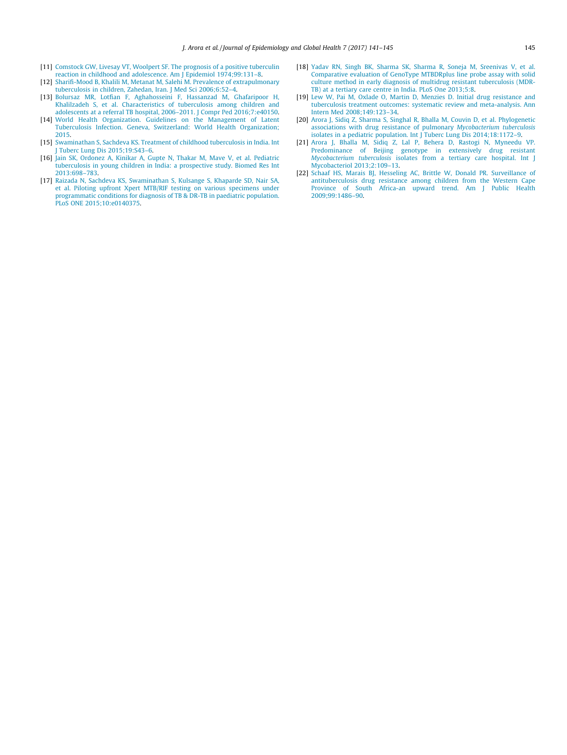[11] Comstock GW, Livesay VT, Woolpert SF. The prognosis of a positive tuberculin reaction in childhood and adolescence. Am J Epidemiol 1974;99:131–8.

[12] Sharifi-Mood B, Khalili M, Metanat M, Salehi M. Prevalence of extrapulmonary tuberculosis in children, Zahedan, Iran. J Med Sci 2006;6:52–4.

[13] Bolursaz MR, Lotfian F, Aghahosseini F, Hassanzad M, Ghafaripoor H, Khalilzadeh S, et al. Characteristics of tuberculosis among children and adolescents at a referral TB hospital, 2006–2011. J Compr Ped 2016;7:e40150.

[14] World Health Organization. Guidelines on the Management of Latent Tuberculosis Infection. Geneva, Switzerland: World Health Organization; 2015.

[15] Swaminathan S, Sachdeva KS. Treatment of childhood tuberculosis in India. Int J Tuberc Lung Dis 2015;19:S43–6.

[16] Jain SK, Ordonez A, Kinikar A, Gupte N, Thakar M, Mave V, et al. Pediatric tuberculosis in young children in India: a prospective study. Biomed Res Int 2013:698–783.

[17] Raizada N, Sachdeva KS, Swaminathan S, Kulsange S, Khaparde SD, Nair SA, et al. Piloting upfront Xpert MTB/RIF testing on various specimens under programmatic conditions for diagnosis of TB & DR-TB in paediatric population. PLoS ONE 2015;10:e0140375.

[18] Yadav RN, Singh BK, Sharma SK, Sharma R, Soneja M, Sreenivas V, et al. Comparative evaluation of GenoType MTBDRplus line probe assay with solid culture method in early diagnosis of multidrug resistant tuberculosis (MDR-TB) at a tertiary care centre in India. PLoS One 2013;5:8.

[19] Lew W, Pai M, Oxlade O, Martin D, Menzies D. Initial drug resistance and tuberculosis treatment outcomes: systematic review and meta-analysis. Ann Intern Med 2008;149:123–34.

[20] Arora J, Sidiq Z, Sharma S, Singhal R, Bhalla M, Couvin D, et al. Phylogenetic associations with drug resistance of pulmonary *Mycobacterium tuberculosis* isolates in a pediatric population. Int J Tuberc Lung Dis 2014;18:1172–9.

[21] Arora J, Bhalla M, Sidiq Z, Lal P, Behera D, Rastogi N, Myneedu VP. Predominance of Beijing genotype in extensively drug resistant *Mycobacterium tuberculosis* isolates from a tertiary care hospital. Int J Mycobacteriol 2013;2:109–13.

[22] Schaaf HS, Marais BJ, Hesseling AC, Brittle W, Donald PR. Surveillance of antituberculosis drug resistance among children from the Western Cape Province of South Africa-an upward trend. Am J Public Health 2009;99:1486–90.